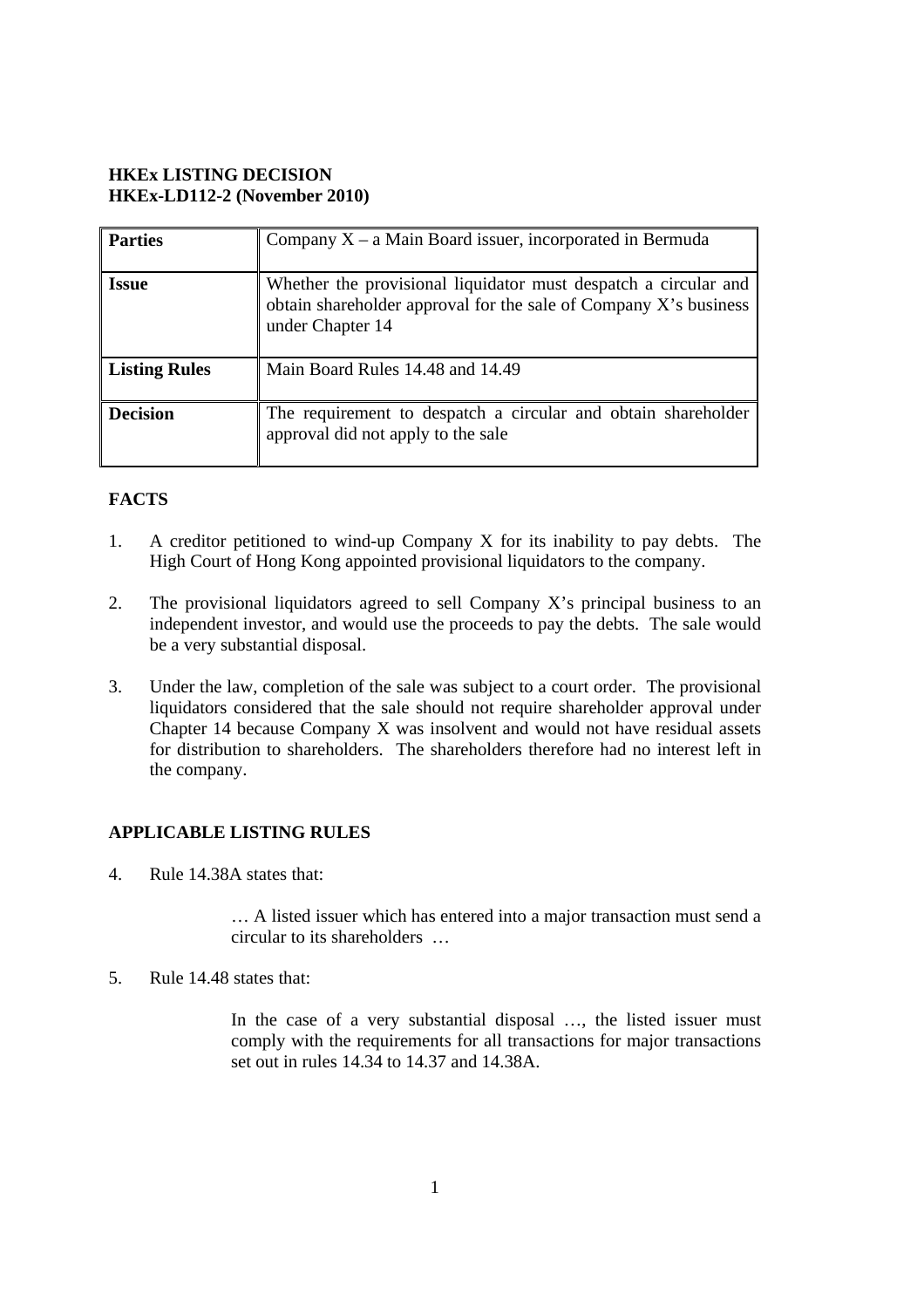**HKEx LISTING DECISION**
**HKEx-LD112-2 (November 2010)**

| | |
|---|---|
| **Parties** | Company X – a Main Board issuer, incorporated in Bermuda |
| **Issue** | Whether the provisional liquidator must despatch a circular and obtain shareholder approval for the sale of Company X's business under Chapter 14 |
| **Listing Rules** | Main Board Rules 14.48 and 14.49 |
| **Decision** | The requirement to despatch a circular and obtain shareholder approval did not apply to the sale |

## FACTS

1. A creditor petitioned to wind-up Company X for its inability to pay debts. The High Court of Hong Kong appointed provisional liquidators to the company.

2. The provisional liquidators agreed to sell Company X's principal business to an independent investor, and would use the proceeds to pay the debts. The sale would be a very substantial disposal.

3. Under the law, completion of the sale was subject to a court order. The provisional liquidators considered that the sale should not require shareholder approval under Chapter 14 because Company X was insolvent and would not have residual assets for distribution to shareholders. The shareholders therefore had no interest left in the company.

## APPLICABLE LISTING RULES

4. Rule 14.38A states that:

   > … A listed issuer which has entered into a major transaction must send a circular to its shareholders …

5. Rule 14.48 states that:

   > In the case of a very substantial disposal …, the listed issuer must comply with the requirements for all transactions for major transactions set out in rules 14.34 to 14.37 and 14.38A.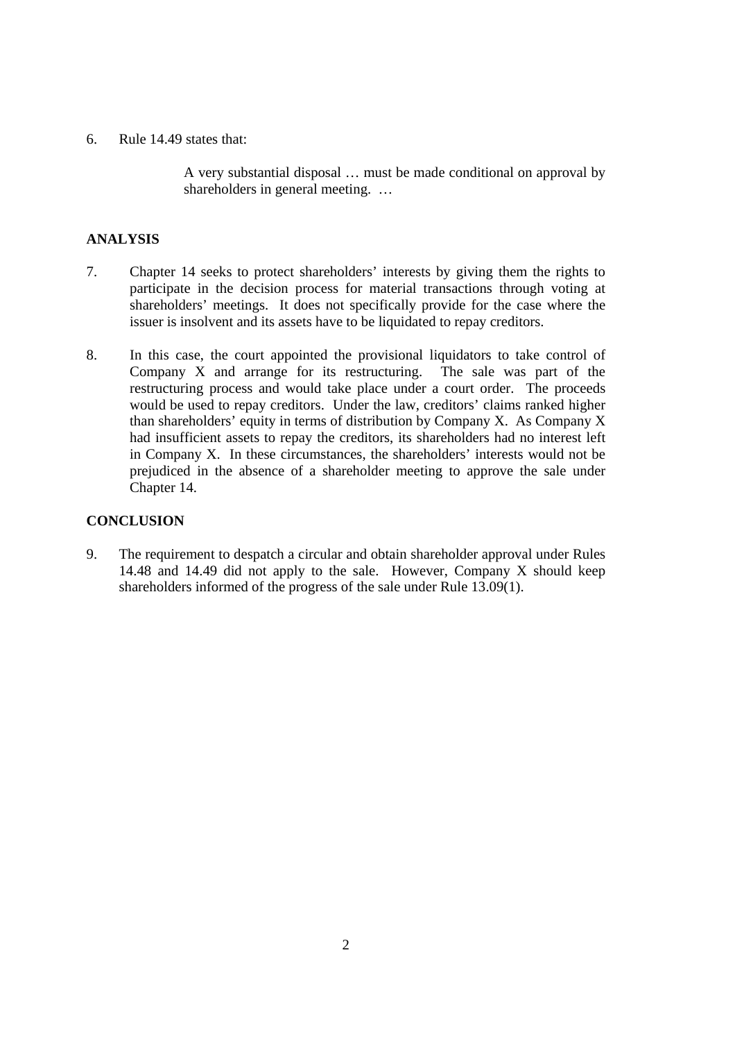6. Rule 14.49 states that:

> A very substantial disposal … must be made conditional on approval by shareholders in general meeting. …

**ANALYSIS**

7. Chapter 14 seeks to protect shareholders' interests by giving them the rights to participate in the decision process for material transactions through voting at shareholders' meetings. It does not specifically provide for the case where the issuer is insolvent and its assets have to be liquidated to repay creditors.

8. In this case, the court appointed the provisional liquidators to take control of Company X and arrange for its restructuring. The sale was part of the restructuring process and would take place under a court order. The proceeds would be used to repay creditors. Under the law, creditors' claims ranked higher than shareholders' equity in terms of distribution by Company X. As Company X had insufficient assets to repay the creditors, its shareholders had no interest left in Company X. In these circumstances, the shareholders' interests would not be prejudiced in the absence of a shareholder meeting to approve the sale under Chapter 14.

**CONCLUSION**

9. The requirement to despatch a circular and obtain shareholder approval under Rules 14.48 and 14.49 did not apply to the sale. However, Company X should keep shareholders informed of the progress of the sale under Rule 13.09(1).